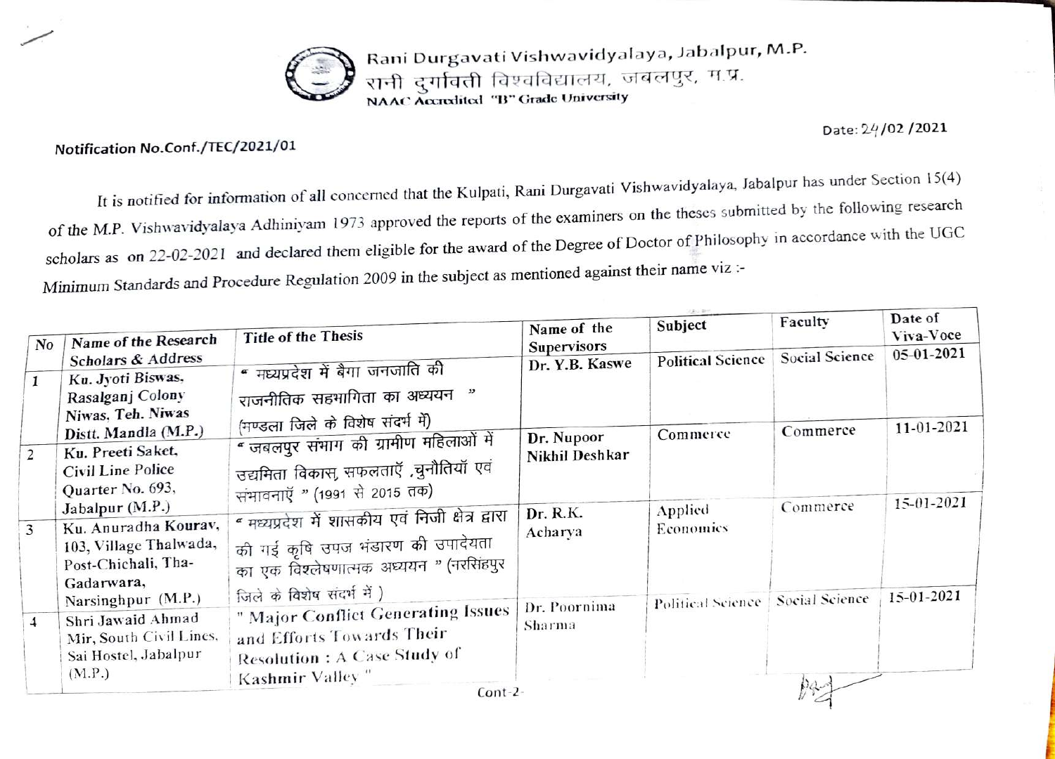Rani Durgavati Vishwavidyalaya, Jabalpur, M.P.
रानी दुर्गावती विश्वविद्यालय, जबलपुर, म.प्र.
NAAC Accredited "B" Grade University

Date: 24/02 /2021

**Notification No.Conf./TEC/2021/01**

It is notified for information of all concerned that the Kulpati, Rani Durgavati Vishwavidyalaya, Jabalpur has under Section 15(4) of the M.P. Vishwavidyalaya Adhiniyam 1973 approved the reports of the examiners on the theses submitted by the following research scholars as on 22-02-2021 and declared them eligible for the award of the Degree of Doctor of Philosophy in accordance with the UGC Minimum Standards and Procedure Regulation 2009 in the subject as mentioned against their name viz :-

| No | Name of the Research Scholars & Address | Title of the Thesis | Name of the Supervisors | Subject | Faculty | Date of Viva-Voce |
|---|---|---|---|---|---|---|
| 1 | Ku. Jyoti Biswas, Rasalganj Colony Niwas, Teh. Niwas Distt. Mandla (M.P.) | " मध्यप्रदेश में बैगा जनजाति की राजनीतिक सहभागिता का अध्ययन " (मण्डला जिले के विशेष संदर्भ में) | Dr. Y.B. Kaswe | Political Science | Social Science | 05-01-2021 |
| 2 | Ku. Preeti Saket, Civil Line Police Quarter No. 693, Jabalpur (M.P.) | " जबलपुर संभाग की ग्रामीण महिलाओं में उद्यमिता विकास, सफलताएँ ,चुनौतियाँ एवं संभावनाएँ " (1991 से 2015 तक) | Dr. Nupoor Nikhil Deshkar | Commerce | Commerce | 11-01-2021 |
| 3 | Ku. Anuradha Kourav, 103, Village Thalwada, Post-Chichali, Tha-Gadarwara, Narsinghpur (M.P.) | " मध्यप्रदेश में शासकीय एवं निजी क्षेत्र द्वारा की गई कृषि उपज भंडारण की उपादेयता का एक विश्लेषणात्मक अध्ययन " (नरसिंहपुर जिले के विशेष संदर्भ में ) | Dr. R.K. Acharya | Applied Economics | Commerce | 15-01-2021 |
| 4 | Shri Jawaid Ahmad Mir, South Civil Lines, Sai Hostel, Jabalpur (M.P.) | " Major Conflict Generating Issues and Efforts Towards Their Resolution : A Case Study of Kashmir Valley " | Dr. Poornima Sharma | Political Science | Social Science | 15-01-2021 |

Cont-2-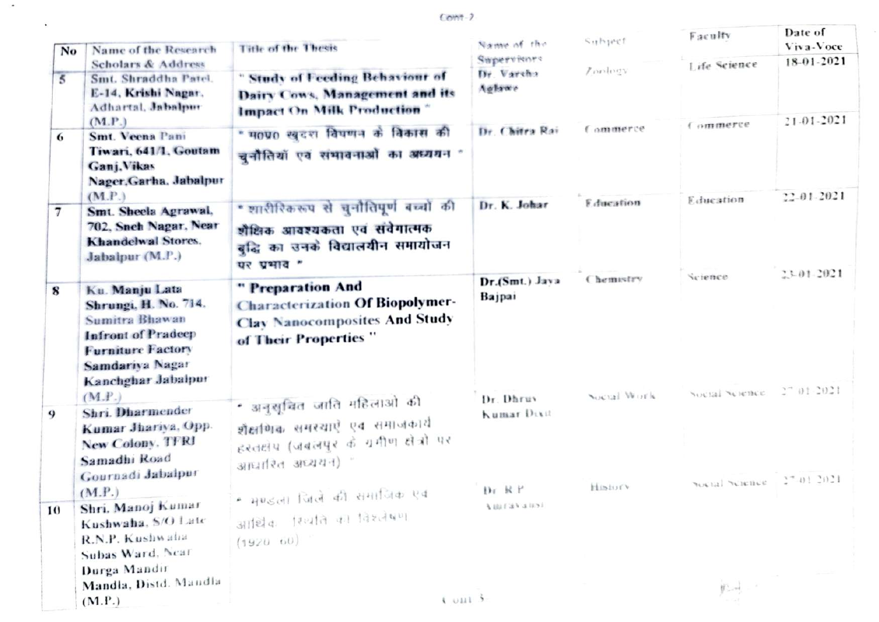| No | Name of the Research Scholars & Address | Title of the Thesis | Name of the Supervisors | Subject | Faculty | Date of Viva-Voce |
|---|---|---|---|---|---|---|
| 5 | Smt. Shraddha Patel, E-14, Krishi Nagar, Adhartal, Jabalpur (M.P.) | " Study of Feeding Behaviour of Dairy Cows, Management and its Impact On Milk Production " | Dr. Varsha Aglawe | Zoology | Life Science | 18-01-2021 |
| 6 | Smt. Veena Pani Tiwari, 641/1, Goutam Ganj, Vikas Nagar, Garha, Jabalpur (M.P.) | " म0प्र0 खुदरा विपणन के विकास की चुनौतियां एवं संभावनाओं का अध्ययन " | Dr. Chitra Rai | Commerce | Commerce | 21-01-2021 |
| 7 | Smt. Sheela Agrawal, 702, Sneh Nagar, Near Khandelwal Stores, Jabalpur (M.P.) | " शारीरिकरूप से चुनौतिपूर्ण बच्चों की शैक्षिक आवश्यकता एवं संवेगात्मक बुद्धि का उनके विद्यालयीन समायोजन पर प्रभाव " | Dr. K. Johar | Education | Education | 22-01-2021 |
| 8 | Ku. Manju Lata Shrungi, H. No. 714, Sumitra Bhawan Infront of Pradeep Furniture Factory Samdariya Nagar Kanchghar Jabalpur (M.P.) | " Preparation And Characterization Of Biopolymer-Clay Nanocomposites And Study of Their Properties " | Dr.(Smt.) Jaya Bajpai | Chemistry | Science | 23-01-2021 |
| 9 | Shri. Dharmender Kumar Jhariya, Opp. New Colony, TFRI Samadhi Road Gournadi Jabalpur (M.P.) | " अनुसूचित जाति महिलाओं की शैक्षणिक समस्याऐं एवं समाजकार्य हस्तक्षेप (जबलपुर के ग्रमीण क्षेत्रों पर आधारित अध्ययन) " | Dr. Dhruv Kumar Dixit | Social Work | Social Science | 27-01-2021 |
| 10 | Shri. Manoj Kumar Kushwaha, S/O Late R.N.P. Kushwaha Subas Ward, Near Durga Mandir Mandla, Distd. Mandla (M.P.) | " मण्डला जिले की सामाजिक एवं आर्थिक स्थिति का विश्लेषण (1920 -60) " | Dr. R.P. Amravanshi | History | Social Science | 27-01-2021 |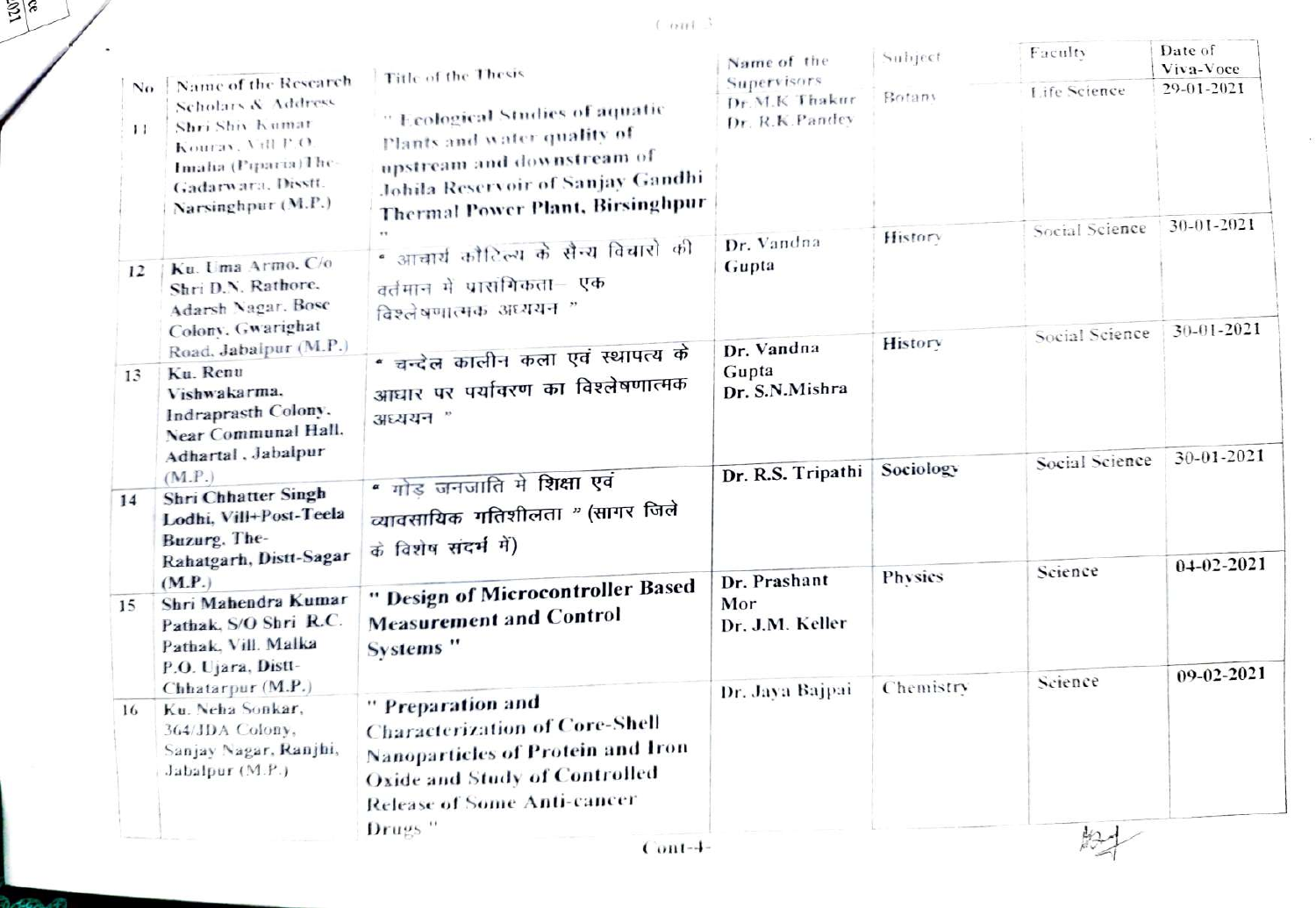| No | Name of the Research Scholars & Address | Title of the Thesis | Name of the Supervisors | Subject | Faculty | Date of Viva-Voce |
|---|---|---|---|---|---|---|
| 11 | Shri Shiv Kumar Kouray, Vill P.O Imaha (Piparia) The-Gadarwara, Disstt. Narsinghpur (M.P.) | " Ecological Studies of aquatic Plants and water quality of upstream and downstream of Johila Reservoir of Sanjay Gandhi Thermal Power Plant, Birsinghpur " | Dr. M.K Thakur Dr. R.K.Pandey | Botany | Life Science | 29-01-2021 |
| 12 | Ku. Uma Armo, C/o Shri D.N. Rathore, Adarsh Nagar, Bose Colony, Gwarighat Road, Jabalpur (M.P.) | " आचार्य कौटिल्य के सैन्य विचारो की वर्तमान मे प्रासंगिकता– एक विश्लेषणात्मक अध्ययन " | Dr. Vandna Gupta | History | Social Science | 30-01-2021 |
| 13 | Ku. Renu Vishwakarma, Indraprasth Colony, Near Communal Hall, Adhartal , Jabalpur (M.P.) | " चन्देल कालीन कला एवं स्थापत्य के आधार पर पर्यावरण का विश्लेषणात्मक अध्ययन " | Dr. Vandna Gupta Dr. S.N.Mishra | History | Social Science | 30-01-2021 |
| 14 | Shri Chhatter Singh Lodhi, Vill+Post-Teela Buzurg, The-Rahatgarh, Distt-Sagar (M.P.) | " गोंड़ जनजाति मे शिक्षा एवं व्यावसायिक गतिशीलता " (सागर जिले के विशेष संदर्भ में) | Dr. R.S. Tripathi | Sociology | Social Science | 30-01-2021 |
| 15 | Shri Mahendra Kumar Pathak, S/O Shri R.C. Pathak, Vill. Malka P.O. Ujara, Distt-Chhatarpur (M.P.) | " Design of Microcontroller Based Measurement and Control Systems " | Dr. Prashant Mor Dr. J.M. Keller | Physics | Science | 04-02-2021 |
| 16 | Ku. Neha Sonkar, 364/JDA Colony, Sanjay Nagar, Ranjhi, Jabalpur (M.P.) | " Preparation and Characterization of Core-Shell Nanoparticles of Protein and Iron Oxide and Study of Controlled Release of Some Anti-cancer Drugs " | Dr. Jaya Bajpai | Chemistry | Science | 09-02-2021 |

Cont-4-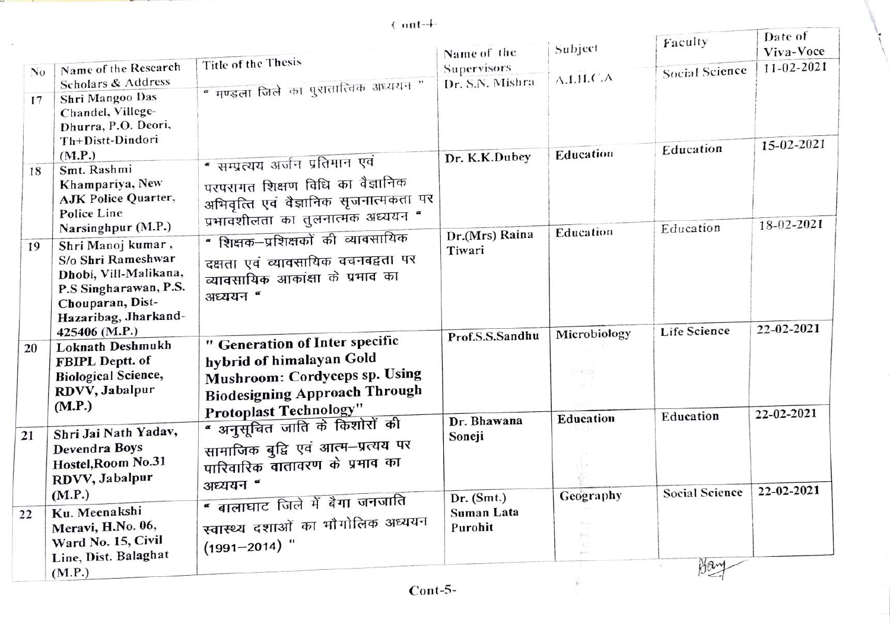Cont-4-

| No | Name of the Research Scholars & Address | Title of the Thesis | Name of the Supervisors | Subject | Faculty | Date of Viva-Voce |
|---|---|---|---|---|---|---|
| 17 | Shri Mangoo Das Chandel, Villege-Dhurra, P.O. Deori, Th+Distt-Dindori (M.P.) | " मण्डला जिले का पुरातात्विक अध्ययन " | Dr. S.N. Mishra | A.I.H.C.A | Social Science | 11-02-2021 |
| 18 | Smt. Rashmi Khampariya, New AJK Police Quarter, Police Line Narsinghpur (M.P.) | " सम्प्रत्यय अर्जन प्रतिमान एवं परपरागत शिक्षण विधि का वैज्ञानिक अभिवृत्ति एवं वैज्ञानिक सृजनात्मकता पर प्रभावशीलता का तुलनात्मक अध्ययन " | Dr. K.K.Dubey | Education | Education | 15-02-2021 |
| 19 | Shri Manoj kumar, S/o Shri Rameshwar Dhobi, Vill-Malikana, P.S Singharawan, P.S. Chouparan, Dist-Hazaribag, Jharkand-425406 (M.P.) | " शिक्षक–प्रशिक्षकों की व्यावसायिक दक्षता एवं व्यावसायिक वचनबद्वता पर व्यावसायिक आकांक्षा के प्रभाव का अध्ययन " | Dr.(Mrs) Raina Tiwari | Education | Education | 18-02-2021 |
| 20 | Loknath Deshmukh FBIPL Deptt. of Biological Science, RDVV, Jabalpur (M.P.) | " Generation of Inter specific hybrid of himalayan Gold Mushroom: Cordyceps sp. Using Biodesigning Approach Through Protoplast Technology" | Prof.S.S.Sandhu | Microbiology | Life Science | 22-02-2021 |
| 21 | Shri Jai Nath Yadav, Devendra Boys Hostel,Room No.31 RDVV, Jabalpur (M.P.) | " अनुसूचित जाति के किशोरों की सामाजिक बुद्वि एवं आत्म–प्रत्यय पर पारिवारिक वातावरण के प्रभाव का अध्ययन " | Dr. Bhawana Soneji | Education | Education | 22-02-2021 |
| 22 | Ku. Meenakshi Meravi, H.No. 06, Ward No. 15, Civil Line, Dist. Balaghat (M.P.) | " बालाघाट जिले में बैगा जनजाति स्वास्थ्य दशाओं का भौगोलिक अध्ययन (1991–2014) " | Dr. (Smt.) Suman Lata Purohit | Geography | Social Science | 22-02-2021 |

Cont-5-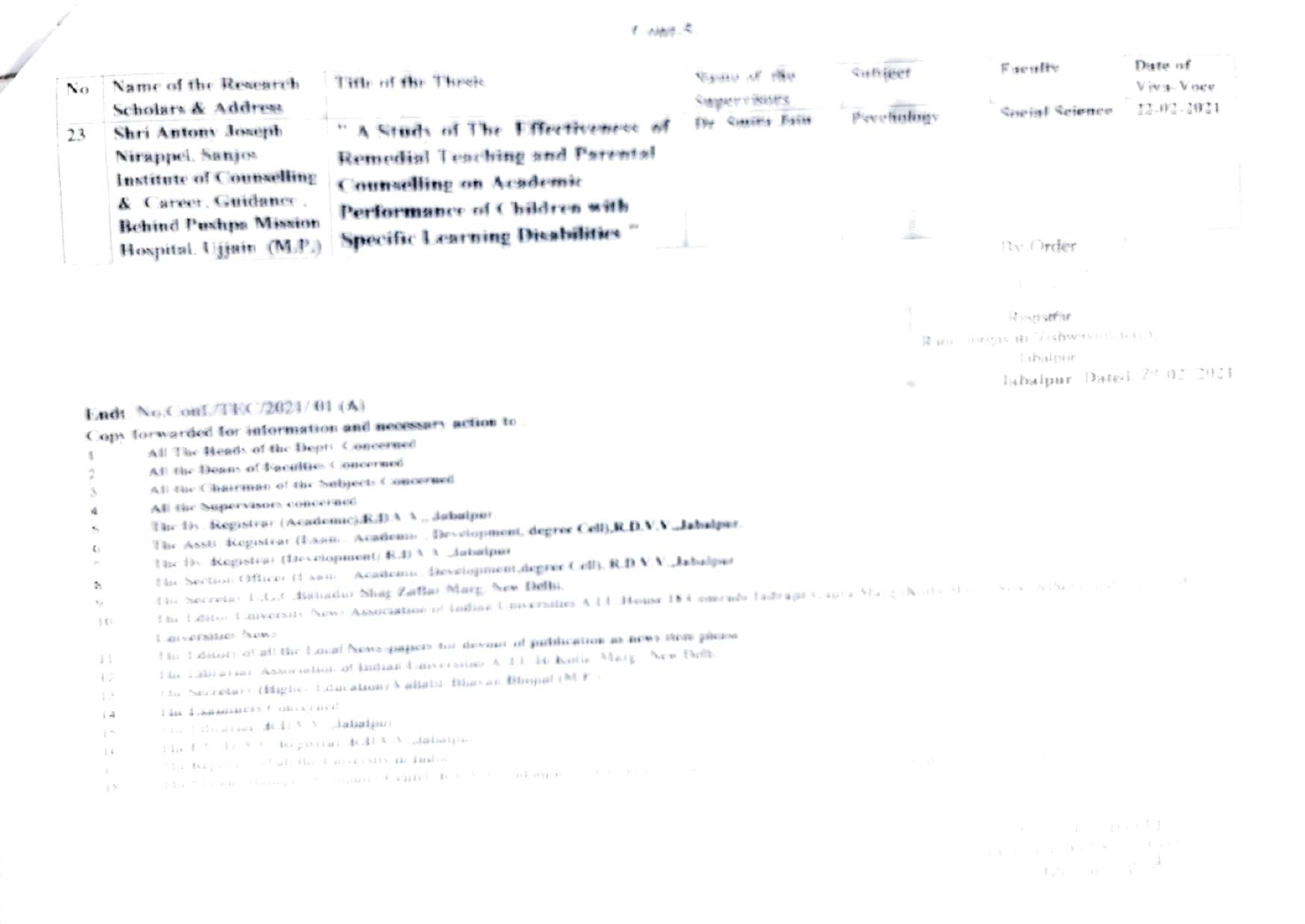| No | Name of the Research Scholars & Address | Title of the Thesis | Name of the Supervisors | Subject | Faculty | Date of Viva-Voce |
|---|---|---|---|---|---|---|
| 23 | **Shri Antony Joseph Nirappel, Sanjos Institute of Counselling & Career, Guidance, Behind Pushpa Mission Hospital, Ujjain (M.P.)** | **" A Study of The Effectiveness of Remedial Teaching and Parental Counselling on Academic Performance of Children with Specific Learning Disabilities "** | Dr. Smita Jain | Psychology | Social Science | 12-02-2021 |

By Order

Registrar

Rani Durgavati Vishwavidyalaya

Jabalpur

Jabalpur Dated 29-02-2021

**Endt. No.Conf./TEC/2021/ 01 (A)**

**Copy forwarded for information and necessary action to :**

1. All The Heads of the Deptt. Concerned
2. All the Deans of Faculties Concerned
3. All the Chairman of the Subjects Concerned
4. All the Supervisors concerned
5. The Dy. Registrar (Academic),R.D.V.V., Jabalpur
6. The Asstt. Registrar (Exam., Academic, Development, degree Cell),R.D.V.V.,Jabalpur
7. The Dy. Registrar (Development) R.D.V.V., Jabalpur
8. The Section Officer (Exam., Academic, Development,degree Cell), R.D.V.V.,Jabalpur
9. The Secretary U.G.C.,Bahadur Shah Zaffar Marg, New Delhi.
10. The Editor University News Association of Indian Universities A.I.U. House 16 Comrade Indrajit Gupta Marg, Kotla Marg, New Delhi, University News
11. The Editors of all the Local News-papers for favour of publication as news item please
12. The Librarian Association of Indian Universities A.I.U. 16 Kotla Marg, New Delhi
13. The Secretary (Higher Education) Vallabh Bhavan Bhopal (M.P.)
14. The Examiners Concerned
15. The Librarian, R.D.V.V., Jabalpur
16. The P.S. to V.C./Registrar, R.D.V.V., Jabalpur
17. The Registrars of all the Universities in India
18. The System Manager, Computer Centre, R.D.V.V. ...